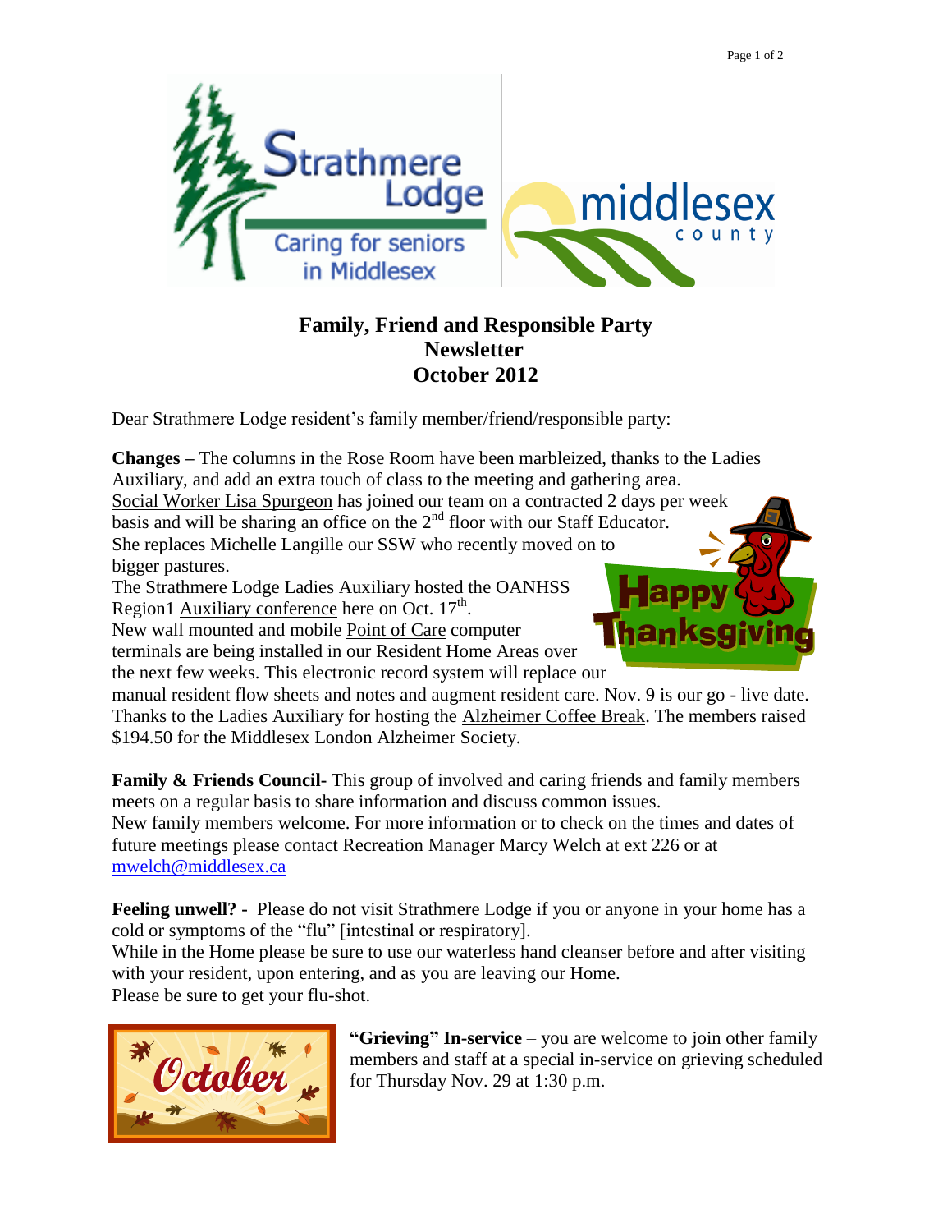# Family, Friend and Responsible Party Newsletter October 2012

Dear Strathmere Lodge resident's family member/friend/responsible party:

**Changes –** The columns in the Rose Room have been marbleized, thanks to the Ladies Auxiliary, and add an extra touch of class to the meeting and gathering area.
Social Worker Lisa Spurgeon has joined our team on a contracted 2 days per week basis and will be sharing an office on the 2nd floor with our Staff Educator. She replaces Michelle Langille our SSW who recently moved on to bigger pastures.
The Strathmere Lodge Ladies Auxiliary hosted the OANHSS Region1 Auxiliary conference here on Oct. 17th.
New wall mounted and mobile Point of Care computer terminals are being installed in our Resident Home Areas over the next few weeks. This electronic record system will replace our manual resident flow sheets and notes and augment resident care. Nov. 9 is our go - live date.
Thanks to the Ladies Auxiliary for hosting the Alzheimer Coffee Break. The members raised $194.50 for the Middlesex London Alzheimer Society.

**Family & Friends Council**- This group of involved and caring friends and family members meets on a regular basis to share information and discuss common issues.
New family members welcome. For more information or to check on the times and dates of future meetings please contact Recreation Manager Marcy Welch at ext 226 or at mwelch@middlesex.ca

**Feeling unwell? -** Please do not visit Strathmere Lodge if you or anyone in your home has a cold or symptoms of the "flu" [intestinal or respiratory].
While in the Home please be sure to use our waterless hand cleanser before and after visiting with your resident, upon entering, and as you are leaving our Home.
Please be sure to get your flu-shot.

**"Grieving" In-service** – you are welcome to join other family members and staff at a special in-service on grieving scheduled for Thursday Nov. 29 at 1:30 p.m.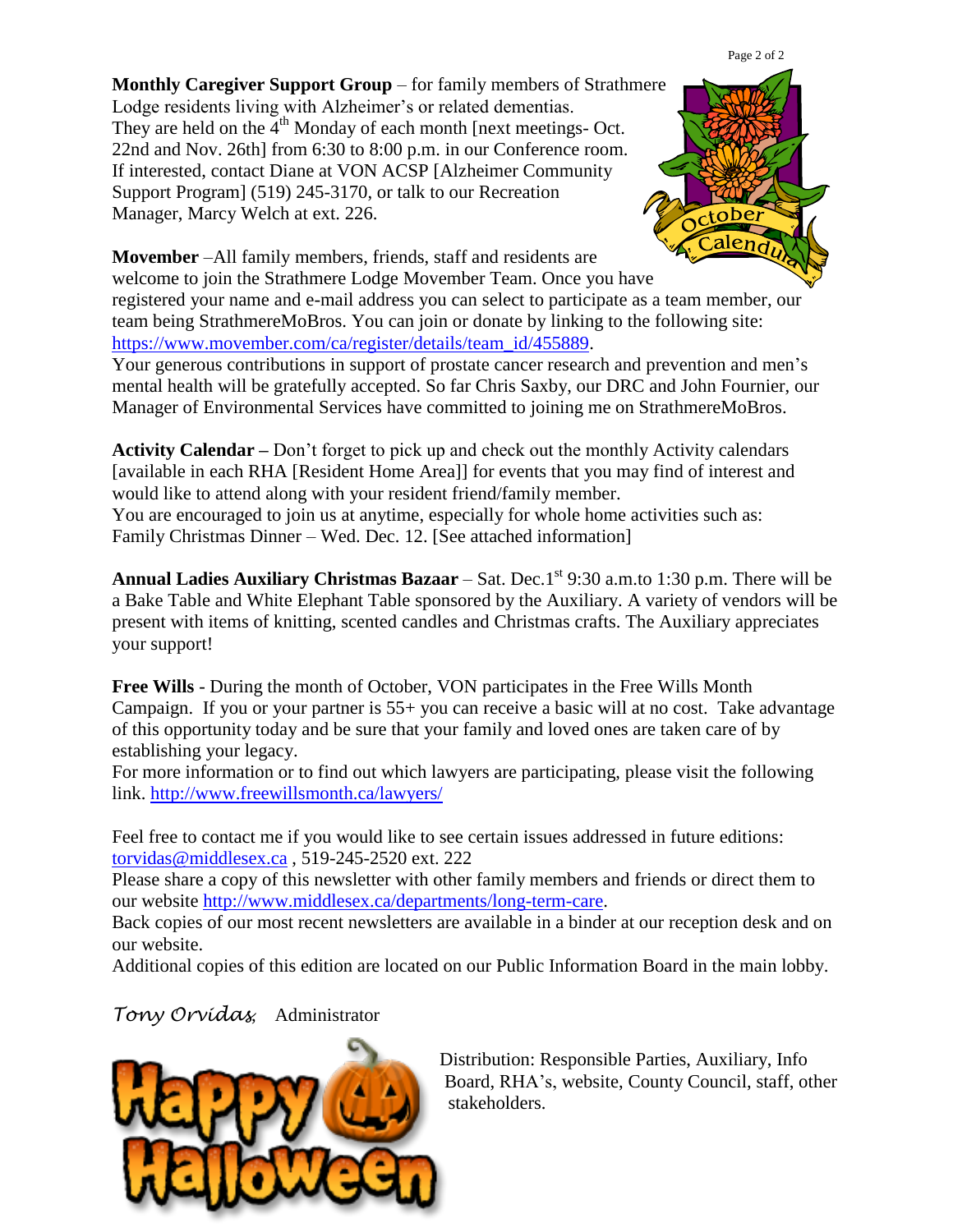**Monthly Caregiver Support Group** – for family members of Strathmere Lodge residents living with Alzheimer's or related dementias. They are held on the 4th Monday of each month [next meetings- Oct. 22nd and Nov. 26th] from 6:30 to 8:00 p.m. in our Conference room. If interested, contact Diane at VON ACSP [Alzheimer Community Support Program] (519) 245-3170, or talk to our Recreation Manager, Marcy Welch at ext. 226.

**Movember** –All family members, friends, staff and residents are welcome to join the Strathmere Lodge Movember Team. Once you have registered your name and e-mail address you can select to participate as a team member, our team being StrathmereMoBros. You can join or donate by linking to the following site: https://www.movember.com/ca/register/details/team_id/455889.
Your generous contributions in support of prostate cancer research and prevention and men's mental health will be gratefully accepted. So far Chris Saxby, our DRC and John Fournier, our Manager of Environmental Services have committed to joining me on StrathmereMoBros.

**Activity Calendar –** Don't forget to pick up and check out the monthly Activity calendars [available in each RHA [Resident Home Area]] for events that you may find of interest and would like to attend along with your resident friend/family member.
You are encouraged to join us at anytime, especially for whole home activities such as: Family Christmas Dinner – Wed. Dec. 12. [See attached information]

**Annual Ladies Auxiliary Christmas Bazaar** – Sat. Dec.1st 9:30 a.m.to 1:30 p.m. There will be a Bake Table and White Elephant Table sponsored by the Auxiliary. A variety of vendors will be present with items of knitting, scented candles and Christmas crafts. The Auxiliary appreciates your support!

**Free Wills** - During the month of October, VON participates in the Free Wills Month Campaign. If you or your partner is 55+ you can receive a basic will at no cost. Take advantage of this opportunity today and be sure that your family and loved ones are taken care of by establishing your legacy.
For more information or to find out which lawyers are participating, please visit the following link. http://www.freewillsmonth.ca/lawyers/

Feel free to contact me if you would like to see certain issues addressed in future editions: torvidas@middlesex.ca , 519-245-2520 ext. 222
Please share a copy of this newsletter with other family members and friends or direct them to our website http://www.middlesex.ca/departments/long-term-care.
Back copies of our most recent newsletters are available in a binder at our reception desk and on our website.
Additional copies of this edition are located on our Public Information Board in the main lobby.

*Tony Orvidas,* Administrator

Distribution: Responsible Parties, Auxiliary, Info Board, RHA's, website, County Council, staff, other stakeholders.